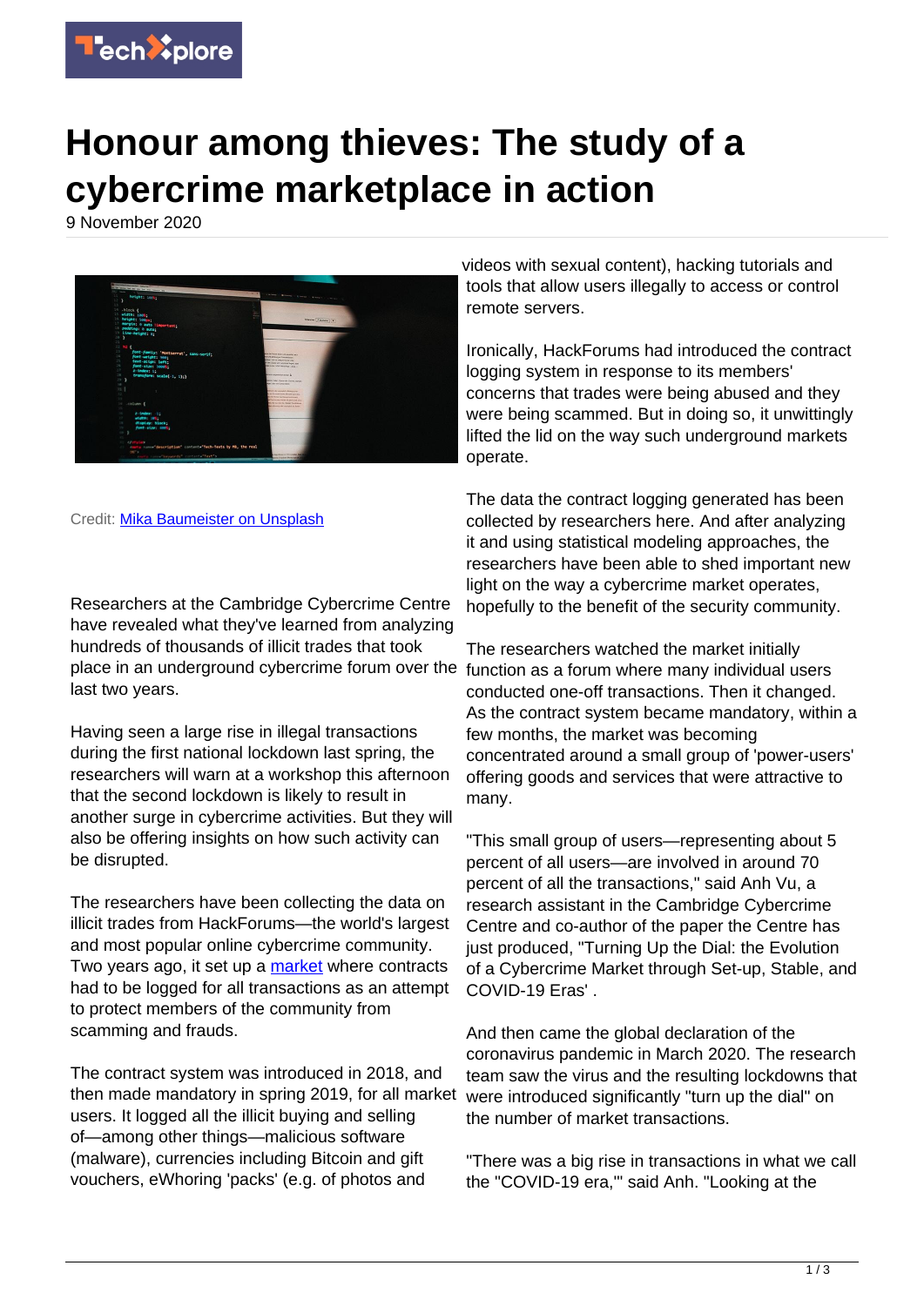# Honour among thieves: The study of a cybercrime marketplace in action

9 November 2020

Credit: Mika Baumeister on Unsplash

Researchers at the Cambridge Cybercrime Centre have revealed what they've learned from analyzing hundreds of thousands of illicit trades that took place in an underground cybercrime forum over the last two years.

Having seen a large rise in illegal transactions during the first national lockdown last spring, the researchers will warn at a workshop this afternoon that the second lockdown is likely to result in another surge in cybercrime activities. But they will also be offering insights on how such activity can be disrupted.

The researchers have been collecting the data on illicit trades from HackForums—the world's largest and most popular online cybercrime community. Two years ago, it set up a market where contracts had to be logged for all transactions as an attempt to protect members of the community from scamming and frauds.

The contract system was introduced in 2018, and then made mandatory in spring 2019, for all market users. It logged all the illicit buying and selling of—among other things—malicious software (malware), currencies including Bitcoin and gift vouchers, eWhoring 'packs' (e.g. of photos and videos with sexual content), hacking tutorials and tools that allow users illegally to access or control remote servers.

Ironically, HackForums had introduced the contract logging system in response to its members' concerns that trades were being abused and they were being scammed. But in doing so, it unwittingly lifted the lid on the way such underground markets operate.

The data the contract logging generated has been collected by researchers here. And after analyzing it and using statistical modeling approaches, the researchers have been able to shed important new light on the way a cybercrime market operates, hopefully to the benefit of the security community.

The researchers watched the market initially function as a forum where many individual users conducted one-off transactions. Then it changed. As the contract system became mandatory, within a few months, the market was becoming concentrated around a small group of 'power-users' offering goods and services that were attractive to many.

"This small group of users—representing about 5 percent of all users—are involved in around 70 percent of all the transactions," said Anh Vu, a research assistant in the Cambridge Cybercrime Centre and co-author of the paper the Centre has just produced, "Turning Up the Dial: the Evolution of a Cybercrime Market through Set-up, Stable, and COVID-19 Eras' .

And then came the global declaration of the coronavirus pandemic in March 2020. The research team saw the virus and the resulting lockdowns that were introduced significantly "turn up the dial" on the number of market transactions.

"There was a big rise in transactions in what we call the "COVID-19 era,"' said Anh. "Looking at the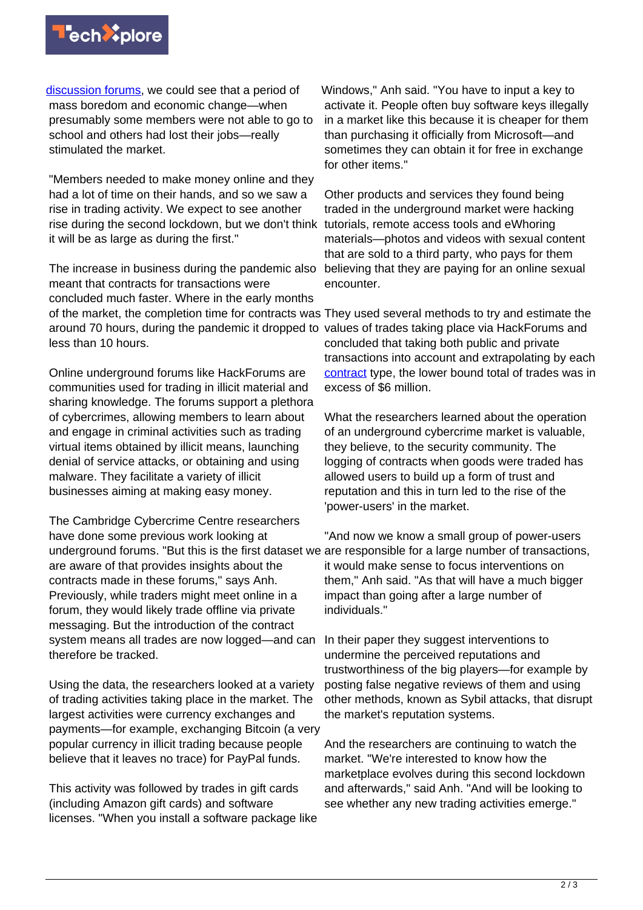discussion forums, we could see that a period of mass boredom and economic change—when presumably some members were not able to go to school and others had lost their jobs—really stimulated the market.

"Members needed to make money online and they had a lot of time on their hands, and so we saw a rise in trading activity. We expect to see another rise during the second lockdown, but we don't think it will be as large as during the first."

The increase in business during the pandemic also meant that contracts for transactions were concluded much faster. Where in the early months of the market, the completion time for contracts was around 70 hours, during the pandemic it dropped to less than 10 hours.

Online underground forums like HackForums are communities used for trading in illicit material and sharing knowledge. The forums support a plethora of cybercrimes, allowing members to learn about and engage in criminal activities such as trading virtual items obtained by illicit means, launching denial of service attacks, or obtaining and using malware. They facilitate a variety of illicit businesses aiming at making easy money.

The Cambridge Cybercrime Centre researchers have done some previous work looking at underground forums. "But this is the first dataset we are aware of that provides insights about the contracts made in these forums," says Anh. Previously, while traders might meet online in a forum, they would likely trade offline via private messaging. But the introduction of the contract system means all trades are now logged—and can therefore be tracked.

Using the data, the researchers looked at a variety of trading activities taking place in the market. The largest activities were currency exchanges and payments—for example, exchanging Bitcoin (a very popular currency in illicit trading because people believe that it leaves no trace) for PayPal funds.

This activity was followed by trades in gift cards (including Amazon gift cards) and software licenses. "When you install a software package like Windows," Anh said. "You have to input a key to activate it. People often buy software keys illegally in a market like this because it is cheaper for them than purchasing it officially from Microsoft—and sometimes they can obtain it for free in exchange for other items."

Other products and services they found being traded in the underground market were hacking tutorials, remote access tools and eWhoring materials—photos and videos with sexual content that are sold to a third party, who pays for them believing that they are paying for an online sexual encounter.

They used several methods to try and estimate the values of trades taking place via HackForums and concluded that taking both public and private transactions into account and extrapolating by each contract type, the lower bound total of trades was in excess of $6 million.

What the researchers learned about the operation of an underground cybercrime market is valuable, they believe, to the security community. The logging of contracts when goods were traded has allowed users to build up a form of trust and reputation and this in turn led to the rise of the 'power-users' in the market.

"And now we know a small group of power-users are responsible for a large number of transactions, it would make sense to focus interventions on them," Anh said. "As that will have a much bigger impact than going after a large number of individuals."

In their paper they suggest interventions to undermine the perceived reputations and trustworthiness of the big players—for example by posting false negative reviews of them and using other methods, known as Sybil attacks, that disrupt the market's reputation systems.

And the researchers are continuing to watch the market. "We're interested to know how the marketplace evolves during this second lockdown and afterwards," said Anh. "And will be looking to see whether any new trading activities emerge."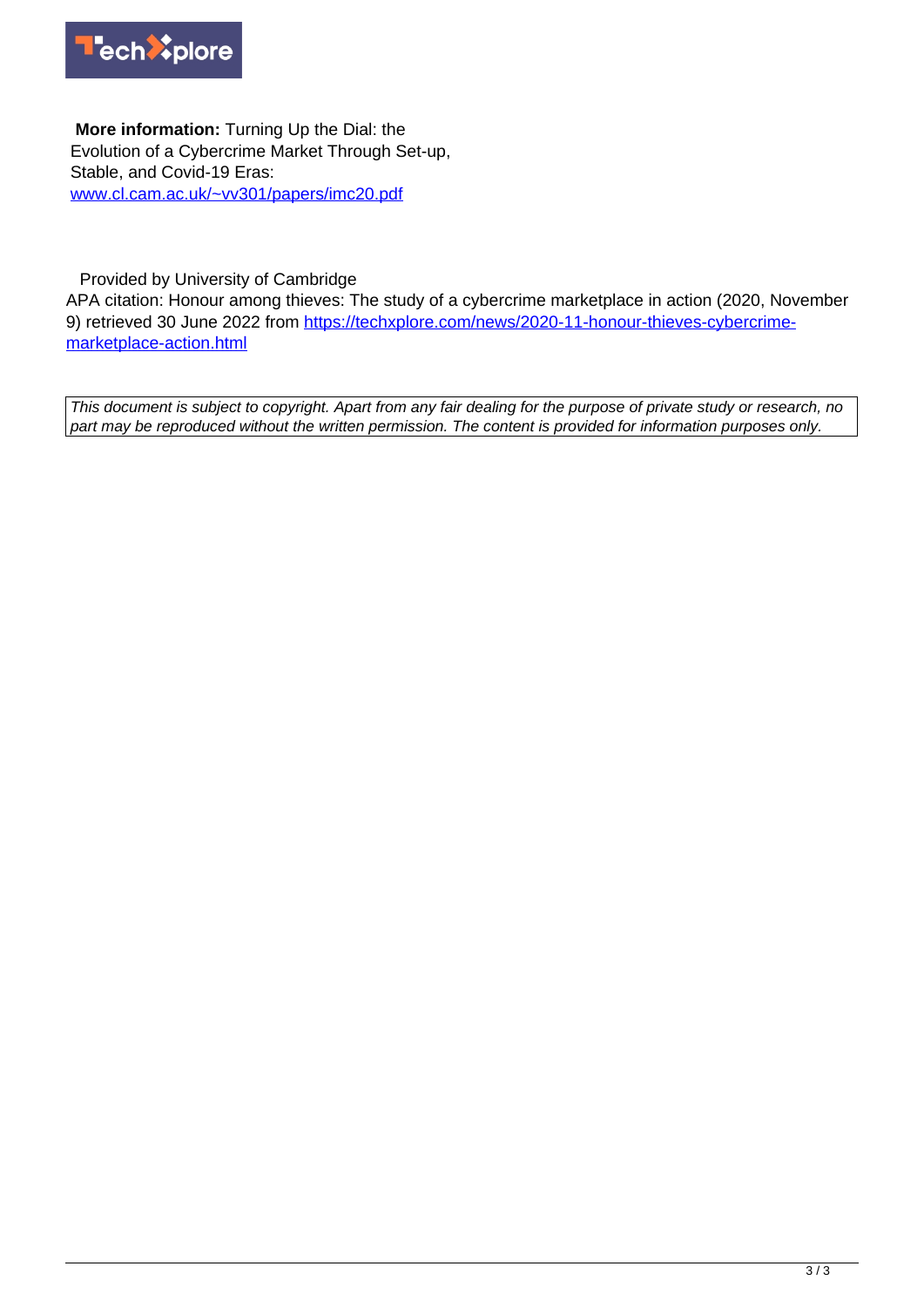**More information:** Turning Up the Dial: the Evolution of a Cybercrime Market Through Set-up, Stable, and Covid-19 Eras: www.cl.cam.ac.uk/~vv301/papers/imc20.pdf

Provided by University of Cambridge

APA citation: Honour among thieves: The study of a cybercrime marketplace in action (2020, November 9) retrieved 30 June 2022 from https://techxplore.com/news/2020-11-honour-thieves-cybercrime-marketplace-action.html

*This document is subject to copyright. Apart from any fair dealing for the purpose of private study or research, no part may be reproduced without the written permission. The content is provided for information purposes only.*